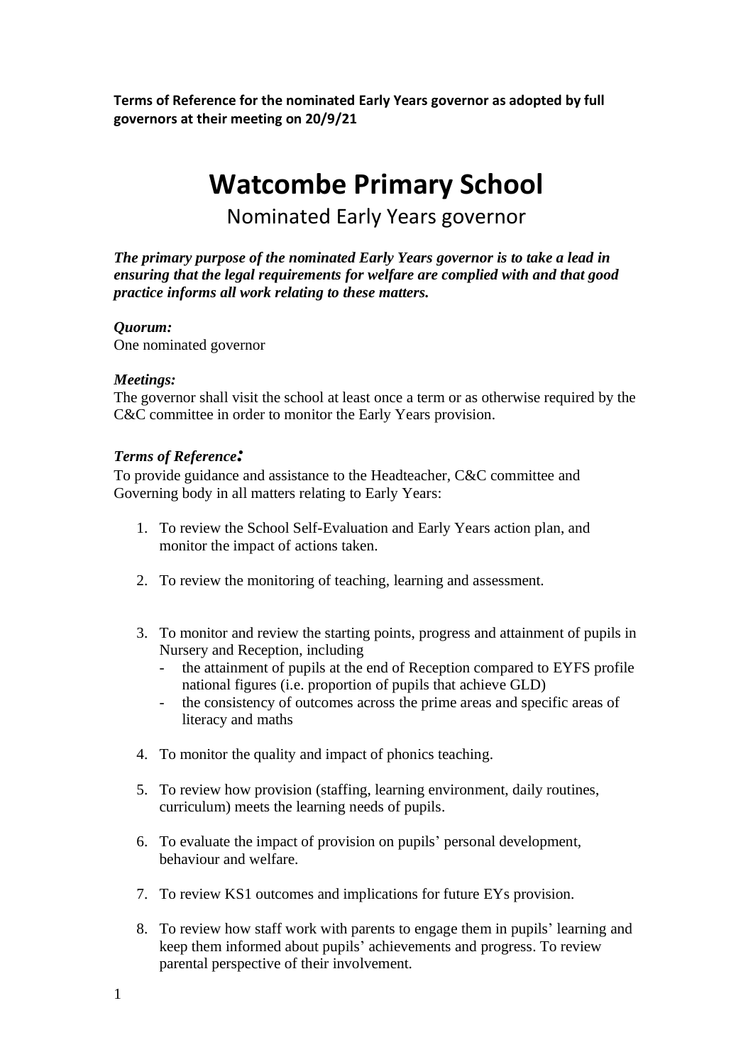**Terms of Reference for the nominated Early Years governor as adopted by full governors at their meeting on 20/9/21**

# Watcombe Primary School

## Nominated Early Years governor

***The primary purpose of the nominated Early Years governor is to take a lead in ensuring that the legal requirements for welfare are complied with and that good practice informs all work relating to these matters.***

***Quorum:***
One nominated governor

***Meetings:***
The governor shall visit the school at least once a term or as otherwise required by the C&C committee in order to monitor the Early Years provision.

***Terms of Reference:***
To provide guidance and assistance to the Headteacher, C&C committee and Governing body in all matters relating to Early Years:

1. To review the School Self-Evaluation and Early Years action plan, and monitor the impact of actions taken.
2. To review the monitoring of teaching, learning and assessment.
3. To monitor and review the starting points, progress and attainment of pupils in Nursery and Reception, including
   - the attainment of pupils at the end of Reception compared to EYFS profile national figures (i.e. proportion of pupils that achieve GLD)
   - the consistency of outcomes across the prime areas and specific areas of literacy and maths
4. To monitor the quality and impact of phonics teaching.
5. To review how provision (staffing, learning environment, daily routines, curriculum) meets the learning needs of pupils.
6. To evaluate the impact of provision on pupils' personal development, behaviour and welfare.
7. To review KS1 outcomes and implications for future EYs provision.
8. To review how staff work with parents to engage them in pupils' learning and keep them informed about pupils' achievements and progress. To review parental perspective of their involvement.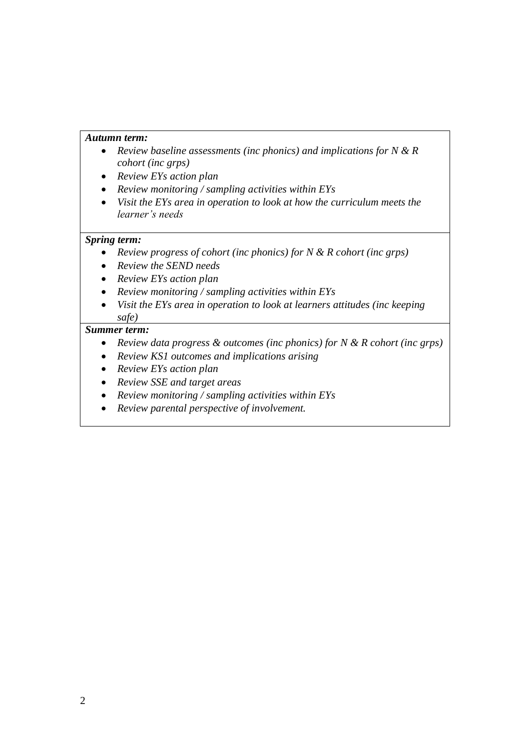***Autumn term:***

- *Review baseline assessments (inc phonics) and implications for N & R cohort (inc grps)*
- *Review EYs action plan*
- *Review monitoring / sampling activities within EYs*
- *Visit the EYs area in operation to look at how the curriculum meets the learner's needs*

***Spring term:***

- *Review progress of cohort (inc phonics) for N & R cohort (inc grps)*
- *Review the SEND needs*
- *Review EYs action plan*
- *Review monitoring / sampling activities within EYs*
- *Visit the EYs area in operation to look at learners attitudes (inc keeping safe)*

***Summer term:***

- *Review data progress & outcomes (inc phonics) for N & R cohort (inc grps)*
- *Review KS1 outcomes and implications arising*
- *Review EYs action plan*
- *Review SSE and target areas*
- *Review monitoring / sampling activities within EYs*
- *Review parental perspective of involvement.*